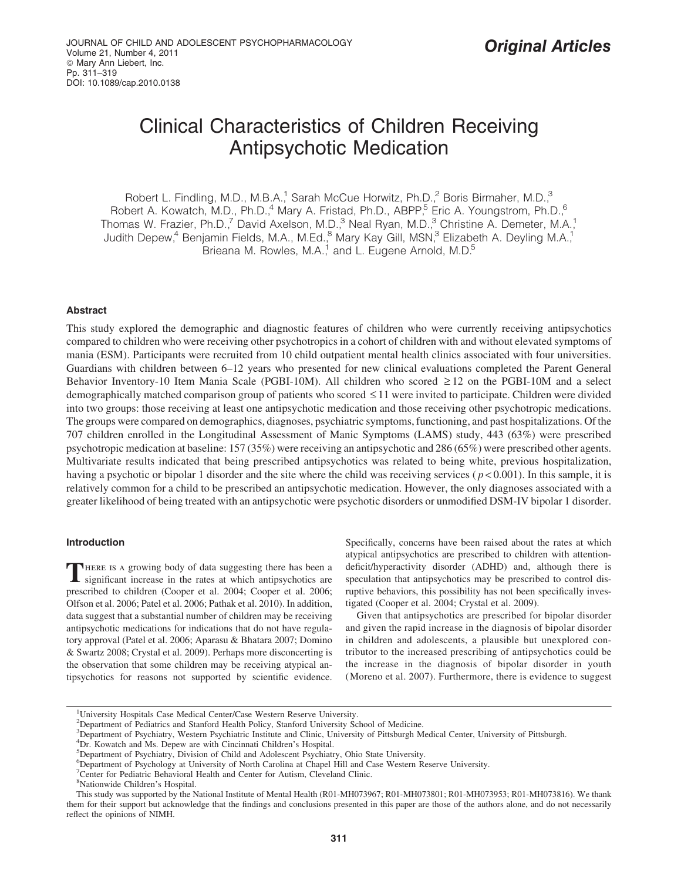# Clinical Characteristics of Children Receiving Antipsychotic Medication

Robert L. Findling, M.D., M.B.A.,[1] Sarah McCue Horwitz, Ph.D.,[2] Boris Birmaher, M.D.,[3] Robert A. Kowatch, M.D., Ph.D.,[4] Mary A. Fristad, Ph.D., ABPP,[5] Eric A. Youngstrom, Ph.D.,[6] Thomas W. Frazier, Ph.D.,[7] David Axelson, M.D.,[3] Neal Ryan, M.D.,[3] Christine A. Demeter, M.A.,[1] Judith Depew,[4] Benjamin Fields, M.A., M.Ed.,[8] Mary Kay Gill, MSN,[3] Elizabeth A. Deyling M.A.,[1] Brieana M. Rowles, M.A.,[1] and L. Eugene Arnold, M.D.[5]

### Abstract

This study explored the demographic and diagnostic features of children who were currently receiving antipsychotics compared to children who were receiving other psychotropics in a cohort of children with and without elevated symptoms of mania (ESM). Participants were recruited from 10 child outpatient mental health clinics associated with four universities. Guardians with children between 6–12 years who presented for new clinical evaluations completed the Parent General Behavior Inventory-10 Item Mania Scale (PGBI-10M). All children who scored $\geq 12$ on the PGBI-10M and a select demographically matched comparison group of patients who scored $\leq 11$ were invited to participate. Children were divided into two groups: those receiving at least one antipsychotic medication and those receiving other psychotropic medications. The groups were compared on demographics, diagnoses, psychiatric symptoms, functioning, and past hospitalizations. Of the 707 children enrolled in the Longitudinal Assessment of Manic Symptoms (LAMS) study, 443 (63%) were prescribed psychotropic medication at baseline: 157 (35%) were receiving an antipsychotic and 286 (65%) were prescribed other agents. Multivariate results indicated that being prescribed antipsychotics was related to being white, previous hospitalization, having a psychotic or bipolar 1 disorder and the site where the child was receiving services ($p < 0.001$). In this sample, it is relatively common for a child to be prescribed an antipsychotic medication. However, the only diagnoses associated with a greater likelihood of being treated with an antipsychotic were psychotic disorders or unmodified DSM-IV bipolar 1 disorder.

### Introduction

There is a growing body of data suggesting there has been a significant increase in the rates at which antipsychotics are prescribed to children (Cooper et al. 2004; Cooper et al. 2006; Olfson et al. 2006; Patel et al. 2006; Pathak et al. 2010). In addition, data suggest that a substantial number of children may be receiving antipsychotic medications for indications that do not have regulatory approval (Patel et al. 2006; Aparasu & Bhatara 2007; Domino & Swartz 2008; Crystal et al. 2009). Perhaps more disconcerting is the observation that some children may be receiving atypical antipsychotics for reasons not supported by scientific evidence. Specifically, concerns have been raised about the rates at which atypical antipsychotics are prescribed to children with attention-deficit/hyperactivity disorder (ADHD) and, although there is speculation that antipsychotics may be prescribed to control disruptive behaviors, this possibility has not been specifically investigated (Cooper et al. 2004; Crystal et al. 2009).

Given that antipsychotics are prescribed for bipolar disorder and given the rapid increase in the diagnosis of bipolar disorder in children and adolescents, a plausible but unexplored contributor to the increased prescribing of antipsychotics could be the increase in the diagnosis of bipolar disorder in youth (Moreno et al. 2007). Furthermore, there is evidence to suggest

---

[1] University Hospitals Case Medical Center/Case Western Reserve University.
[2] Department of Pediatrics and Stanford Health Policy, Stanford University School of Medicine.
[3] Department of Psychiatry, Western Psychiatric Institute and Clinic, University of Pittsburgh Medical Center, University of Pittsburgh.
[4] Dr. Kowatch and Ms. Depew are with Cincinnati Children's Hospital.
[5] Department of Psychiatry, Division of Child and Adolescent Psychiatry, Ohio State University.
[6] Department of Psychology at University of North Carolina at Chapel Hill and Case Western Reserve University.
[7] Center for Pediatric Behavioral Health and Center for Autism, Cleveland Clinic.
[8] Nationwide Children's Hospital.

This study was supported by the National Institute of Mental Health (R01-MH073967; R01-MH073801; R01-MH073953; R01-MH073816). We thank them for their support but acknowledge that the findings and conclusions presented in this paper are those of the authors alone, and do not necessarily reflect the opinions of NIMH.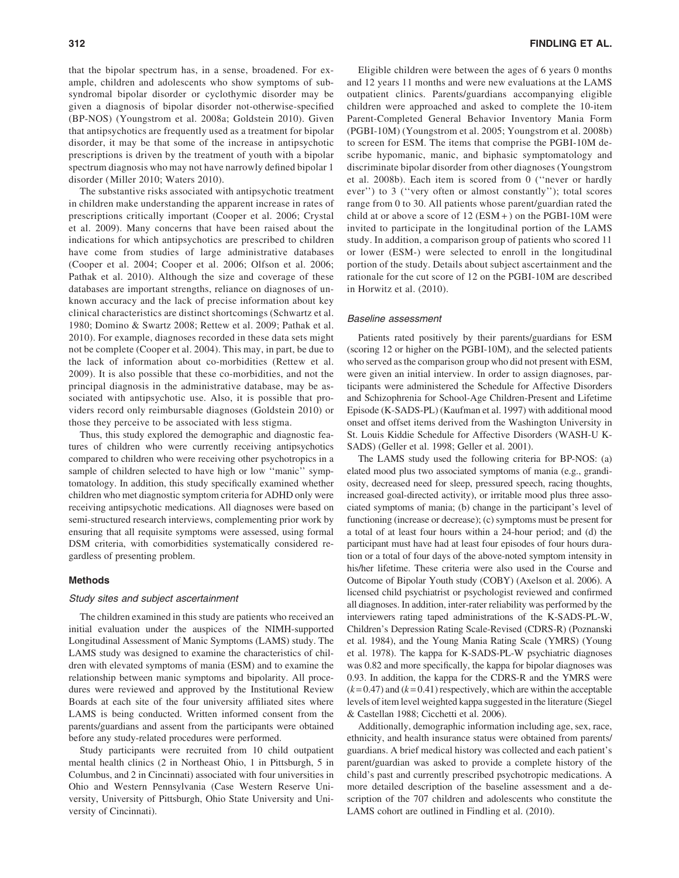that the bipolar spectrum has, in a sense, broadened. For example, children and adolescents who show symptoms of subsyndromal bipolar disorder or cyclothymic disorder may be given a diagnosis of bipolar disorder not-otherwise-specified (BP-NOS) (Youngstrom et al. 2008a; Goldstein 2010). Given that antipsychotics are frequently used as a treatment for bipolar disorder, it may be that some of the increase in antipsychotic prescriptions is driven by the treatment of youth with a bipolar spectrum diagnosis who may not have narrowly defined bipolar 1 disorder (Miller 2010; Waters 2010).

The substantive risks associated with antipsychotic treatment in children make understanding the apparent increase in rates of prescriptions critically important (Cooper et al. 2006; Crystal et al. 2009). Many concerns that have been raised about the indications for which antipsychotics are prescribed to children have come from studies of large administrative databases (Cooper et al. 2004; Cooper et al. 2006; Olfson et al. 2006; Pathak et al. 2010). Although the size and coverage of these databases are important strengths, reliance on diagnoses of unknown accuracy and the lack of precise information about key clinical characteristics are distinct shortcomings (Schwartz et al. 1980; Domino & Swartz 2008; Rettew et al. 2009; Pathak et al. 2010). For example, diagnoses recorded in these data sets might not be complete (Cooper et al. 2004). This may, in part, be due to the lack of information about co-morbidities (Rettew et al. 2009). It is also possible that these co-morbidities, and not the principal diagnosis in the administrative database, may be associated with antipsychotic use. Also, it is possible that providers record only reimbursable diagnoses (Goldstein 2010) or those they perceive to be associated with less stigma.

Thus, this study explored the demographic and diagnostic features of children who were currently receiving antipsychotics compared to children who were receiving other psychotropics in a sample of children selected to have high or low ''manic'' symptomatology. In addition, this study specifically examined whether children who met diagnostic symptom criteria for ADHD only were receiving antipsychotic medications. All diagnoses were based on semi-structured research interviews, complementing prior work by ensuring that all requisite symptoms were assessed, using formal DSM criteria, with comorbidities systematically considered regardless of presenting problem.

## Methods

### *Study sites and subject ascertainment*

The children examined in this study are patients who received an initial evaluation under the auspices of the NIMH-supported Longitudinal Assessment of Manic Symptoms (LAMS) study. The LAMS study was designed to examine the characteristics of children with elevated symptoms of mania (ESM) and to examine the relationship between manic symptoms and bipolarity. All procedures were reviewed and approved by the Institutional Review Boards at each site of the four university affiliated sites where LAMS is being conducted. Written informed consent from the parents/guardians and assent from the participants were obtained before any study-related procedures were performed.

Study participants were recruited from 10 child outpatient mental health clinics (2 in Northeast Ohio, 1 in Pittsburgh, 5 in Columbus, and 2 in Cincinnati) associated with four universities in Ohio and Western Pennsylvania (Case Western Reserve University, University of Pittsburgh, Ohio State University and University of Cincinnati).

Eligible children were between the ages of 6 years 0 months and 12 years 11 months and were new evaluations at the LAMS outpatient clinics. Parents/guardians accompanying eligible children were approached and asked to complete the 10-item Parent-Completed General Behavior Inventory Mania Form (PGBI-10M) (Youngstrom et al. 2005; Youngstrom et al. 2008b) to screen for ESM. The items that comprise the PGBI-10M describe hypomanic, manic, and biphasic symptomatology and discriminate bipolar disorder from other diagnoses (Youngstrom et al. 2008b). Each item is scored from 0 (''never or hardly ever'') to 3 (''very often or almost constantly''); total scores range from 0 to 30. All patients whose parent/guardian rated the child at or above a score of 12 (ESM+) on the PGBI-10M were invited to participate in the longitudinal portion of the LAMS study. In addition, a comparison group of patients who scored 11 or lower (ESM-) were selected to enroll in the longitudinal portion of the study. Details about subject ascertainment and the rationale for the cut score of 12 on the PGBI-10M are described in Horwitz et al. (2010).

### *Baseline assessment*

Patients rated positively by their parents/guardians for ESM (scoring 12 or higher on the PGBI-10M), and the selected patients who served as the comparison group who did not present with ESM, were given an initial interview. In order to assign diagnoses, participants were administered the Schedule for Affective Disorders and Schizophrenia for School-Age Children-Present and Lifetime Episode (K-SADS-PL) (Kaufman et al. 1997) with additional mood onset and offset items derived from the Washington University in St. Louis Kiddie Schedule for Affective Disorders (WASH-U K-SADS) (Geller et al. 1998; Geller et al. 2001).

The LAMS study used the following criteria for BP-NOS: (a) elated mood plus two associated symptoms of mania (e.g., grandiosity, decreased need for sleep, pressured speech, racing thoughts, increased goal-directed activity), or irritable mood plus three associated symptoms of mania; (b) change in the participant's level of functioning (increase or decrease); (c) symptoms must be present for a total of at least four hours within a 24-hour period; and (d) the participant must have had at least four episodes of four hours duration or a total of four days of the above-noted symptom intensity in his/her lifetime. These criteria were also used in the Course and Outcome of Bipolar Youth study (COBY) (Axelson et al. 2006). A licensed child psychiatrist or psychologist reviewed and confirmed all diagnoses. In addition, inter-rater reliability was performed by the interviewers rating taped administrations of the K-SADS-PL-W, Children's Depression Rating Scale-Revised (CDRS-R) (Poznanski et al. 1984), and the Young Mania Rating Scale (YMRS) (Young et al. 1978). The kappa for K-SADS-PL-W psychiatric diagnoses was 0.82 and more specifically, the kappa for bipolar diagnoses was 0.93. In addition, the kappa for the CDRS-R and the YMRS were ($k = 0.47$) and ($k = 0.41$) respectively, which are within the acceptable levels of item level weighted kappa suggested in the literature (Siegel & Castellan 1988; Cicchetti et al. 2006).

Additionally, demographic information including age, sex, race, ethnicity, and health insurance status were obtained from parents/guardians. A brief medical history was collected and each patient's parent/guardian was asked to provide a complete history of the child's past and currently prescribed psychotropic medications. A more detailed description of the baseline assessment and a description of the 707 children and adolescents who constitute the LAMS cohort are outlined in Findling et al. (2010).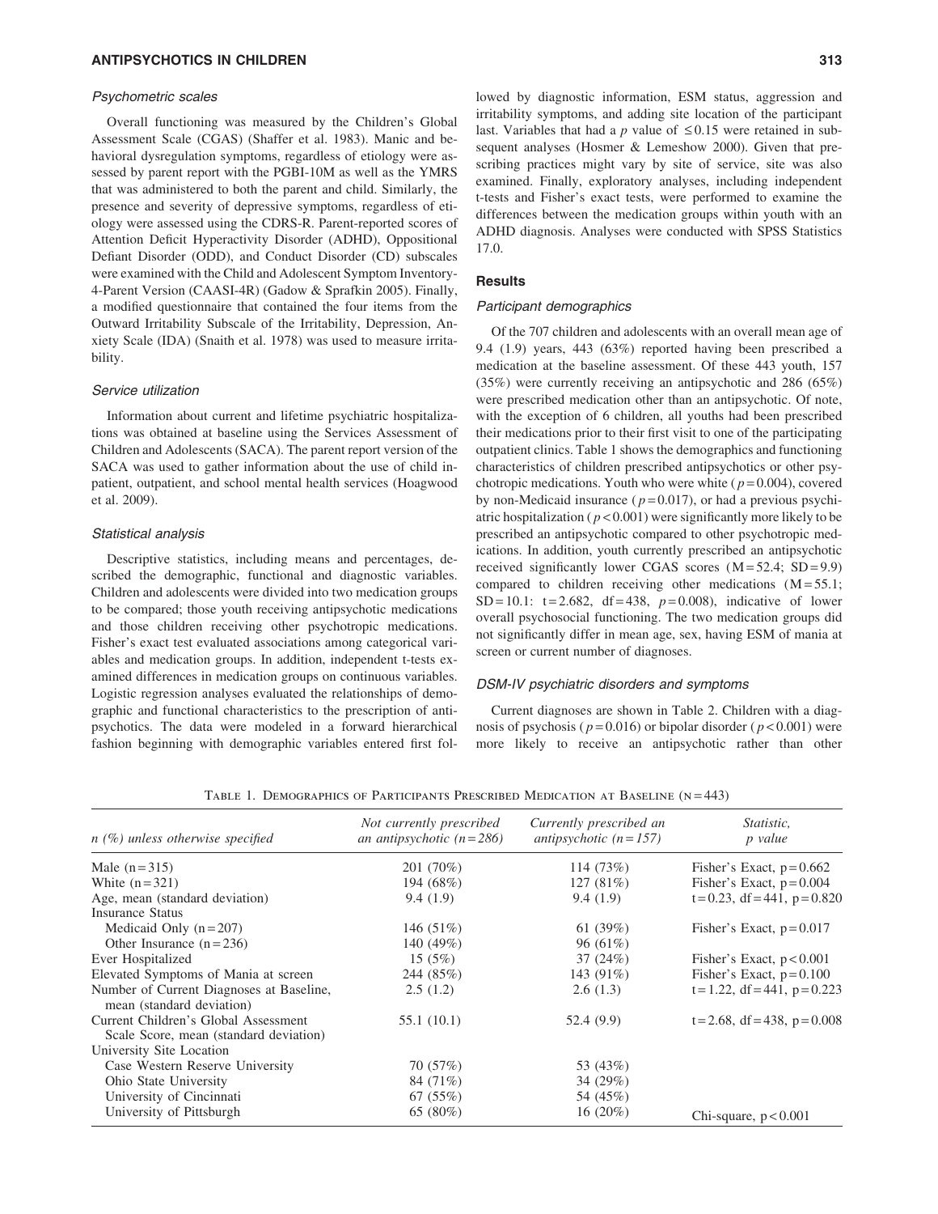### Psychometric scales

Overall functioning was measured by the Children's Global Assessment Scale (CGAS) (Shaffer et al. 1983). Manic and behavioral dysregulation symptoms, regardless of etiology were assessed by parent report with the PGBI-10M as well as the YMRS that was administered to both the parent and child. Similarly, the presence and severity of depressive symptoms, regardless of etiology were assessed using the CDRS-R. Parent-reported scores of Attention Deficit Hyperactivity Disorder (ADHD), Oppositional Defiant Disorder (ODD), and Conduct Disorder (CD) subscales were examined with the Child and Adolescent Symptom Inventory-4-Parent Version (CAASI-4R) (Gadow & Sprafkin 2005). Finally, a modified questionnaire that contained the four items from the Outward Irritability Subscale of the Irritability, Depression, Anxiety Scale (IDA) (Snaith et al. 1978) was used to measure irritability.

### Service utilization

Information about current and lifetime psychiatric hospitalizations was obtained at baseline using the Services Assessment of Children and Adolescents (SACA). The parent report version of the SACA was used to gather information about the use of child inpatient, outpatient, and school mental health services (Hoagwood et al. 2009).

### Statistical analysis

Descriptive statistics, including means and percentages, described the demographic, functional and diagnostic variables. Children and adolescents were divided into two medication groups to be compared; those youth receiving antipsychotic medications and those children receiving other psychotropic medications. Fisher's exact test evaluated associations among categorical variables and medication groups. In addition, independent t-tests examined differences in medication groups on continuous variables. Logistic regression analyses evaluated the relationships of demographic and functional characteristics to the prescription of antipsychotics. The data were modeled in a forward hierarchical fashion beginning with demographic variables entered first followed by diagnostic information, ESM status, aggression and irritability symptoms, and adding site location of the participant last. Variables that had a *p* value of $\leq 0.15$ were retained in subsequent analyses (Hosmer & Lemeshow 2000). Given that prescribing practices might vary by site of service, site was also examined. Finally, exploratory analyses, including independent t-tests and Fisher's exact tests, were performed to examine the differences between the medication groups within youth with an ADHD diagnosis. Analyses were conducted with SPSS Statistics 17.0.

## Results

### Participant demographics

Of the 707 children and adolescents with an overall mean age of 9.4 (1.9) years, 443 (63%) reported having been prescribed a medication at the baseline assessment. Of these 443 youth, 157 (35%) were currently receiving an antipsychotic and 286 (65%) were prescribed medication other than an antipsychotic. Of note, with the exception of 6 children, all youths had been prescribed their medications prior to their first visit to one of the participating outpatient clinics. Table 1 shows the demographics and functioning characteristics of children prescribed antipsychotics or other psychotropic medications. Youth who were white ($p = 0.004$), covered by non-Medicaid insurance ($p = 0.017$), or had a previous psychiatric hospitalization ($p < 0.001$) were significantly more likely to be prescribed an antipsychotic compared to other psychotropic medications. In addition, youth currently prescribed an antipsychotic received significantly lower CGAS scores (M = 52.4; SD = 9.9) compared to children receiving other medications (M = 55.1; SD = 10.1: t = 2.682, df = 438, $p = 0.008$), indicative of lower overall psychosocial functioning. The two medication groups did not significantly differ in mean age, sex, having ESM of mania at screen or current number of diagnoses.

### DSM-IV psychiatric disorders and symptoms

Current diagnoses are shown in Table 2. Children with a diagnosis of psychosis ($p = 0.016$) or bipolar disorder ($p < 0.001$) were more likely to receive an antipsychotic rather than other

Table 1. Demographics of Participants Prescribed Medication at Baseline (n = 443)

| *n (%) unless otherwise specified* | *Not currently prescribed an antipsychotic (n = 286)* | *Currently prescribed an antipsychotic (n = 157)* | *Statistic, p value* |
|---|---|---|---|
| Male (n = 315) | 201 (70%) | 114 (73%) | Fisher's Exact, p = 0.662 |
| White (n = 321) | 194 (68%) | 127 (81%) | Fisher's Exact, p = 0.004 |
| Age, mean (standard deviation) | 9.4 (1.9) | 9.4 (1.9) | t = 0.23, df = 441, p = 0.820 |
| Insurance Status | | | |
| Medicaid Only (n = 207) | 146 (51%) | 61 (39%) | Fisher's Exact, p = 0.017 |
| Other Insurance (n = 236) | 140 (49%) | 96 (61%) | |
| Ever Hospitalized | 15 (5%) | 37 (24%) | Fisher's Exact, p < 0.001 |
| Elevated Symptoms of Mania at screen | 244 (85%) | 143 (91%) | Fisher's Exact, p = 0.100 |
| Number of Current Diagnoses at Baseline, mean (standard deviation) | 2.5 (1.2) | 2.6 (1.3) | t = 1.22, df = 441, p = 0.223 |
| Current Children's Global Assessment Scale Score, mean (standard deviation) | 55.1 (10.1) | 52.4 (9.9) | t = 2.68, df = 438, p = 0.008 |
| University Site Location | | | |
| Case Western Reserve University | 70 (57%) | 53 (43%) | |
| Ohio State University | 84 (71%) | 34 (29%) | |
| University of Cincinnati | 67 (55%) | 54 (45%) | |
| University of Pittsburgh | 65 (80%) | 16 (20%) | Chi-square, p < 0.001 |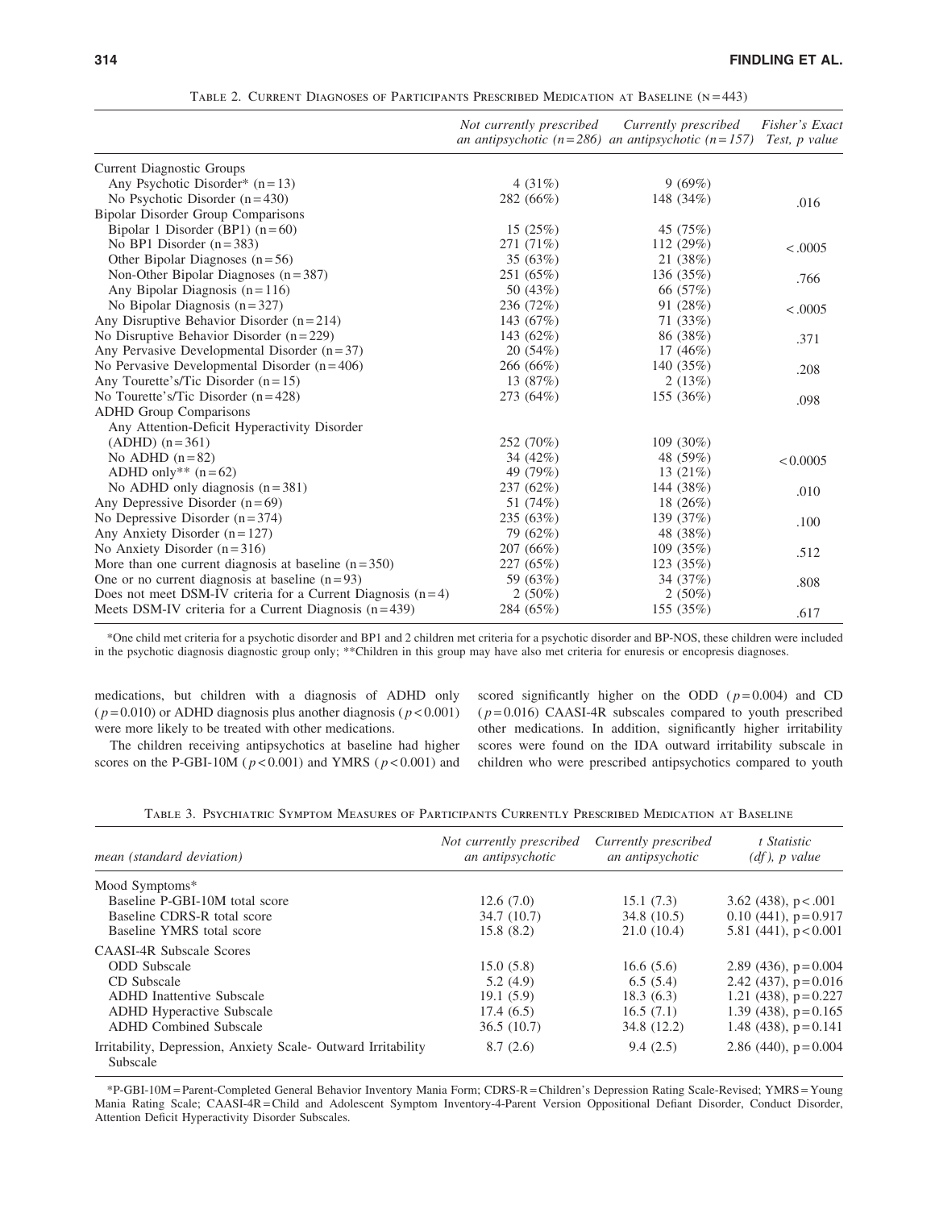Table 2. Current Diagnoses of Participants Prescribed Medication at Baseline (n = 443)

| | *Not currently prescribed an antipsychotic (n = 286)* | *Currently prescribed an antipsychotic (n = 157)* | *Fisher's Exact Test, p value* |
|---|---|---|---|
| Current Diagnostic Groups | | | |
| Any Psychotic Disorder* (n = 13) | 4 (31%) | 9 (69%) | |
| No Psychotic Disorder (n = 430) | 282 (66%) | 148 (34%) | .016 |
| Bipolar Disorder Group Comparisons | | | |
| Bipolar 1 Disorder (BP1) (n = 60) | 15 (25%) | 45 (75%) | |
| No BP1 Disorder (n = 383) | 271 (71%) | 112 (29%) | <.0005 |
| Other Bipolar Diagnoses (n = 56) | 35 (63%) | 21 (38%) | |
| Non-Other Bipolar Diagnoses (n = 387) | 251 (65%) | 136 (35%) | .766 |
| Any Bipolar Diagnosis (n = 116) | 50 (43%) | 66 (57%) | |
| No Bipolar Diagnosis (n = 327) | 236 (72%) | 91 (28%) | <.0005 |
| Any Disruptive Behavior Disorder (n = 214) | 143 (67%) | 71 (33%) | |
| No Disruptive Behavior Disorder (n = 229) | 143 (62%) | 86 (38%) | .371 |
| Any Pervasive Developmental Disorder (n = 37) | 20 (54%) | 17 (46%) | |
| No Pervasive Developmental Disorder (n = 406) | 266 (66%) | 140 (35%) | .208 |
| Any Tourette's/Tic Disorder (n = 15) | 13 (87%) | 2 (13%) | |
| No Tourette's/Tic Disorder (n = 428) | 273 (64%) | 155 (36%) | .098 |
| ADHD Group Comparisons | | | |
| Any Attention-Deficit Hyperactivity Disorder (ADHD) (n = 361) | 252 (70%) | 109 (30%) | |
| No ADHD (n = 82) | 34 (42%) | 48 (59%) | <0.0005 |
| ADHD only** (n = 62) | 49 (79%) | 13 (21%) | |
| No ADHD only diagnosis (n = 381) | 237 (62%) | 144 (38%) | .010 |
| Any Depressive Disorder (n = 69) | 51 (74%) | 18 (26%) | |
| No Depressive Disorder (n = 374) | 235 (63%) | 139 (37%) | .100 |
| Any Anxiety Disorder (n = 127) | 79 (62%) | 48 (38%) | |
| No Anxiety Disorder (n = 316) | 207 (66%) | 109 (35%) | .512 |
| More than one current diagnosis at baseline (n = 350) | 227 (65%) | 123 (35%) | |
| One or no current diagnosis at baseline (n = 93) | 59 (63%) | 34 (37%) | .808 |
| Does not meet DSM-IV criteria for a Current Diagnosis (n = 4) | 2 (50%) | 2 (50%) | |
| Meets DSM-IV criteria for a Current Diagnosis (n = 439) | 284 (65%) | 155 (35%) | .617 |

*One child met criteria for a psychotic disorder and BP1 and 2 children met criteria for a psychotic disorder and BP-NOS, these children were included in the psychotic diagnosis diagnostic group only; **Children in this group may have also met criteria for enuresis or encopresis diagnoses.

medications, but children with a diagnosis of ADHD only ($p = 0.010$) or ADHD diagnosis plus another diagnosis ($p < 0.001$) were more likely to be treated with other medications.

The children receiving antipsychotics at baseline had higher scores on the P-GBI-10M ($p < 0.001$) and YMRS ($p < 0.001$) and scored significantly higher on the ODD ($p = 0.004$) and CD ($p = 0.016$) CAASI-4R subscales compared to youth prescribed other medications. In addition, significantly higher irritability scores were found on the IDA outward irritability subscale in children who were prescribed antipsychotics compared to youth

Table 3. Psychiatric Symptom Measures of Participants Currently Prescribed Medication at Baseline

| *mean (standard deviation)* | *Not currently prescribed an antipsychotic* | *Currently prescribed an antipsychotic* | *t Statistic (df), p value* |
|---|---|---|---|
| Mood Symptoms* | | | |
| Baseline P-GBI-10M total score | 12.6 (7.0) | 15.1 (7.3) | 3.62 (438), $p < .001$ |
| Baseline CDRS-R total score | 34.7 (10.7) | 34.8 (10.5) | 0.10 (441), $p = 0.917$ |
| Baseline YMRS total score | 15.8 (8.2) | 21.0 (10.4) | 5.81 (441), $p < 0.001$ |
| CAASI-4R Subscale Scores | | | |
| ODD Subscale | 15.0 (5.8) | 16.6 (5.6) | 2.89 (436), $p = 0.004$ |
| CD Subscale | 5.2 (4.9) | 6.5 (5.4) | 2.42 (437), $p = 0.016$ |
| ADHD Inattentive Subscale | 19.1 (5.9) | 18.3 (6.3) | 1.21 (438), $p = 0.227$ |
| ADHD Hyperactive Subscale | 17.4 (6.5) | 16.5 (7.1) | 1.39 (438), $p = 0.165$ |
| ADHD Combined Subscale | 36.5 (10.7) | 34.8 (12.2) | 1.48 (438), $p = 0.141$ |
| Irritability, Depression, Anxiety Scale- Outward Irritability Subscale | 8.7 (2.6) | 9.4 (2.5) | 2.86 (440), $p = 0.004$ |

*P-GBI-10M = Parent-Completed General Behavior Inventory Mania Form; CDRS-R = Children's Depression Rating Scale-Revised; YMRS = Young Mania Rating Scale; CAASI-4R = Child and Adolescent Symptom Inventory-4-Parent Version Oppositional Defiant Disorder, Conduct Disorder, Attention Deficit Hyperactivity Disorder Subscales.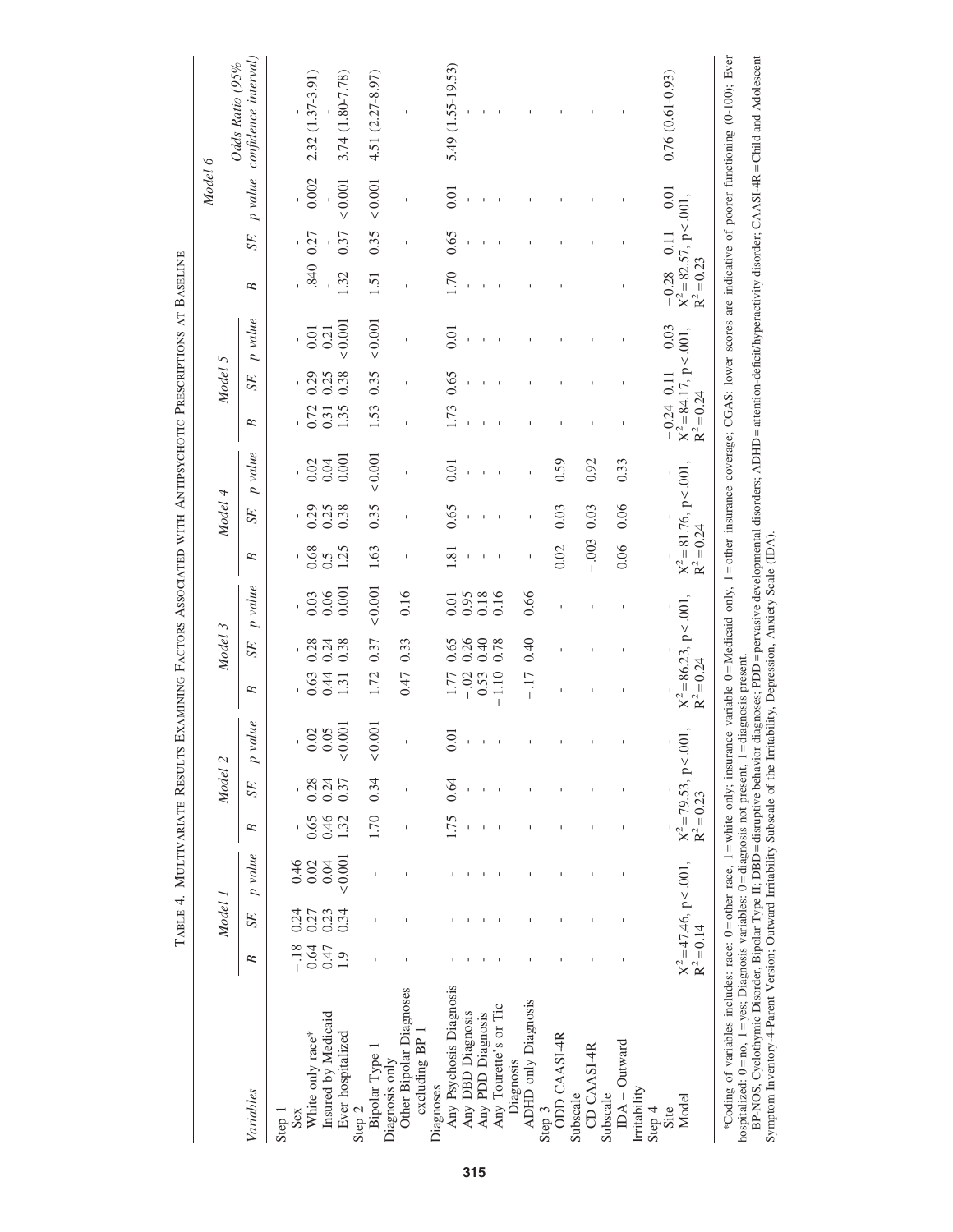Table 4. Multivariate Results Examining Factors Associated with Antipsychotic Prescriptions at Baseline

| Variables | Model 1 | | | Model 2 | | | Model 3 | | | Model 4 | | | Model 5 | | | Model 6 | | | |
|---|---|---|---|---|---|---|---|---|---|---|---|---|---|---|---|---|---|---|---|
| | *B* | *SE* | *p value* | *B* | *SE* | *p value* | *B* | *SE* | *p value* | *B* | *SE* | *p value* | *B* | *SE* | *p value* | *B* | *SE* | *p value* | *Odds Ratio (95% confidence interval)* |
| Step 1 | | | | | | | | | | | | | | | | | | | |
| Sex | −.18 | 0.24 | 0.46 | - | - | - | - | - | - | - | - | - | - | - | - | - | - | - | - |
| White only race* | 0.64 | 0.27 | 0.02 | 0.65 | 0.28 | 0.02 | 0.63 | 0.28 | 0.03 | 0.68 | 0.29 | 0.02 | 0.72 | 0.29 | 0.01 | .840 | 0.27 | 0.002 | 2.32 (1.37-3.91) |
| Insured by Medicaid | 0.47 | 0.23 | 0.04 | 0.46 | 0.24 | 0.05 | 0.44 | 0.24 | 0.06 | 0.5 | 0.25 | 0.04 | 0.31 | 0.25 | 0.21 | - | - | - | - |
| Ever hospitalized | 1.9 | 0.34 | <0.001 | 1.32 | 0.37 | <0.001 | 1.31 | 0.38 | 0.001 | 1.25 | 0.38 | 0.001 | 1.35 | 0.38 | <0.001 | 1.32 | 0.37 | <0.001 | 3.74 (1.80-7.78) |
| Step 2 | | | | | | | | | | | | | | | | | | | |
| Bipolar Type 1 Diagnosis only | - | - | - | 1.70 | 0.34 | <0.001 | 1.72 | 0.37 | <0.001 | 1.63 | 0.35 | <0.001 | 1.53 | 0.35 | <0.001 | 1.51 | 0.35 | <0.001 | 4.51 (2.27-8.97) |
| Other Bipolar Diagnoses excluding BP 1 Diagnoses | - | - | - | - | - | - | 0.47 | 0.33 | 0.16 | - | - | - | - | - | - | - | - | - | - |
| Any Psychosis Diagnosis | - | - | - | 1.75 | 0.64 | 0.01 | 1.77 | 0.65 | 0.01 | 1.81 | 0.65 | 0.01 | 1.73 | 0.65 | 0.01 | 1.70 | 0.65 | 0.01 | 5.49 (1.55-19.53) |
| Any DBD Diagnosis | - | - | - | - | - | - | −.02 | 0.26 | 0.95 | - | - | - | - | - | - | - | - | - | - |
| Any PDD Diagnosis | - | - | - | - | - | - | 0.53 | 0.40 | 0.18 | - | - | - | - | - | - | - | - | - | - |
| Any Tourette's or Tic Diagnosis | - | - | - | - | - | - | −1.10 | 0.78 | 0.16 | - | - | - | - | - | - | - | - | - | - |
| ADHD only Diagnosis | - | - | - | - | - | - | −.17 | 0.40 | 0.66 | - | - | - | - | - | - | - | - | - | - |
| Step 3 | | | | | | | | | | | | | | | | | | | |
| ODD CAASI-4R Subscale | - | - | - | - | - | - | - | - | - | 0.02 | 0.03 | 0.59 | - | - | - | - | - | - | - |
| CD CAASI-4R Subscale | - | - | - | - | - | - | - | - | - | −.003 | 0.03 | 0.92 | - | - | - | - | - | - | - |
| IDA – Outward Irritability | - | - | - | - | - | - | - | - | - | 0.06 | 0.06 | 0.33 | - | - | - | - | - | - | - |
| Step 4 | | | | | | | | | | | | | | | | | | | |
| Site | - | - | - | - | - | - | - | - | - | - | - | - | −0.24 | 0.11 | 0.03 | −0.28 | 0.11 | 0.01 | 0.76 (0.61-0.93) |
| Model | $X^2=47.46$, $p<.001$, $R^2=0.14$ | | | $X^2=79.53$, $p<.001$, $R^2=0.23$ | | | $X^2=86.23$, $p<.001$, $R^2=0.24$ | | | $X^2=81.76$, $p<.001$, $R^2=0.24$ | | | $X^2=84.17$, $p<.001$, $R^2=0.24$ | | | $X^2=82.57$, $p<.001$, $R^2=0.23$ | | | |

*Coding of variables includes: race: 0 = other race, 1 = white only; insurance variable 0 = Medicaid only, 1 = other insurance coverage; CGAS: lower scores are indicative of poorer functioning (0-100); Ever hospitalized: 0 = no, 1 = yes; Diagnosis variables: 0 = diagnosis not present, 1 = diagnosis present.

BP-NOS, Cyclothymic Disorder, Bipolar Type II; DBD = disruptive behavior diagnoses; PDD = pervasive developmental disorders; ADHD = attention-deficit/hyperactivity disorder; CAASI-4R = Child and Adolescent Symptom Inventory-4-Parent Version; Outward Irritability Subscale of the Irritability, Depression, Anxiety Scale (IDA).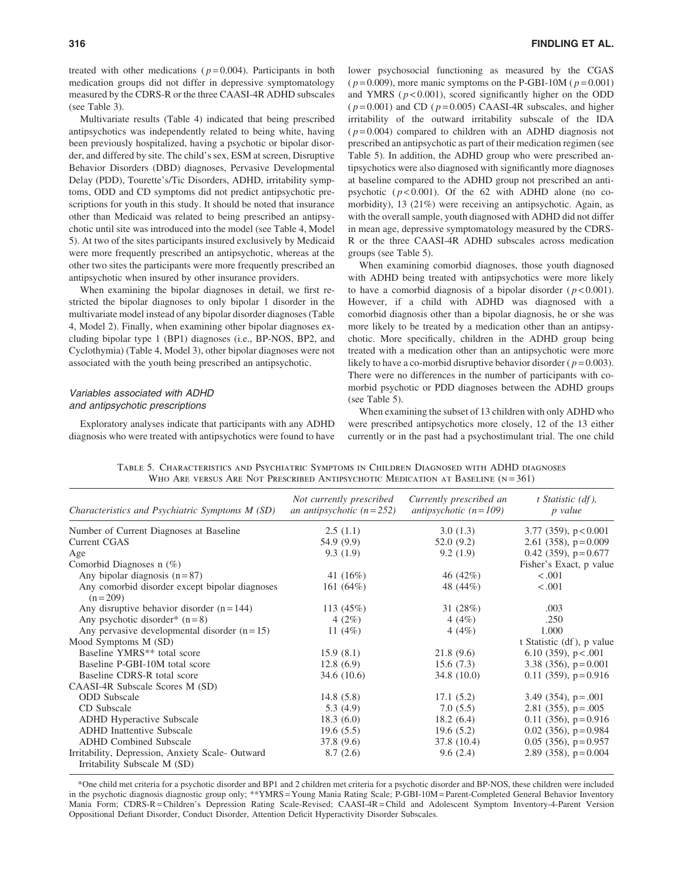treated with other medications ($p = 0.004$). Participants in both medication groups did not differ in depressive symptomatology measured by the CDRS-R or the three CAASI-4R ADHD subscales (see Table 3).

Multivariate results (Table 4) indicated that being prescribed antipsychotics was independently related to being white, having been previously hospitalized, having a psychotic or bipolar disorder, and differed by site. The child's sex, ESM at screen, Disruptive Behavior Disorders (DBD) diagnoses, Pervasive Developmental Delay (PDD), Tourette's/Tic Disorders, ADHD, irritability symptoms, ODD and CD symptoms did not predict antipsychotic prescriptions for youth in this study. It should be noted that insurance other than Medicaid was related to being prescribed an antipsychotic until site was introduced into the model (see Table 4, Model 5). At two of the sites participants insured exclusively by Medicaid were more frequently prescribed an antipsychotic, whereas at the other two sites the participants were more frequently prescribed an antipsychotic when insured by other insurance providers.

When examining the bipolar diagnoses in detail, we first restricted the bipolar diagnoses to only bipolar 1 disorder in the multivariate model instead of any bipolar disorder diagnoses (Table 4, Model 2). Finally, when examining other bipolar diagnoses excluding bipolar type 1 (BP1) diagnoses (i.e., BP-NOS, BP2, and Cyclothymia) (Table 4, Model 3), other bipolar diagnoses were not associated with the youth being prescribed an antipsychotic.

### *Variables associated with ADHD and antipsychotic prescriptions*

Exploratory analyses indicate that participants with any ADHD diagnosis who were treated with antipsychotics were found to have lower psychosocial functioning as measured by the CGAS ($p = 0.009$), more manic symptoms on the P-GBI-10M ($p = 0.001$) and YMRS ($p < 0.001$), scored significantly higher on the ODD ($p = 0.001$) and CD ($p = 0.005$) CAASI-4R subscales, and higher irritability of the outward irritability subscale of the IDA ($p = 0.004$) compared to children with an ADHD diagnosis not prescribed an antipsychotic as part of their medication regimen (see Table 5). In addition, the ADHD group who were prescribed antipsychotics were also diagnosed with significantly more diagnoses at baseline compared to the ADHD group not prescribed an antipsychotic ($p < 0.001$). Of the 62 with ADHD alone (no comorbidity), 13 (21%) were receiving an antipsychotic. Again, as with the overall sample, youth diagnosed with ADHD did not differ in mean age, depressive symptomatology measured by the CDRS-R or the three CAASI-4R ADHD subscales across medication groups (see Table 5).

When examining comorbid diagnoses, those youth diagnosed with ADHD being treated with antipsychotics were more likely to have a comorbid diagnosis of a bipolar disorder ($p < 0.001$). However, if a child with ADHD was diagnosed with a comorbid diagnosis other than a bipolar diagnosis, he or she was more likely to be treated by a medication other than an antipsychotic. More specifically, children in the ADHD group being treated with a medication other than an antipsychotic were more likely to have a co-morbid disruptive behavior disorder ($p = 0.003$). There were no differences in the number of participants with comorbid psychotic or PDD diagnoses between the ADHD groups (see Table 5).

When examining the subset of 13 children with only ADHD who were prescribed antipsychotics more closely, 12 of the 13 either currently or in the past had a psychostimulant trial. The one child

Table 5. Characteristics and Psychiatric Symptoms in Children Diagnosed with ADHD diagnoses Who Are versus Are Not Prescribed Antipsychotic Medication at Baseline (n = 361)

| Characteristics and Psychiatric Symptoms M (SD) | Not currently prescribed an antipsychotic (n = 252) | Currently prescribed an antipsychotic (n = 109) | t Statistic (df), p value |
|---|---|---|---|
| Number of Current Diagnoses at Baseline | 2.5 (1.1) | 3.0 (1.3) | 3.77 (359), p < 0.001 |
| Current CGAS | 54.9 (9.9) | 52.0 (9.2) | 2.61 (358), p = 0.009 |
| Age | 9.3 (1.9) | 9.2 (1.9) | 0.42 (359), p = 0.677 |
| Comorbid Diagnoses n (%) | | | Fisher's Exact, p value |
| Any bipolar diagnosis (n = 87) | 41 (16%) | 46 (42%) | < .001 |
| Any comorbid disorder except bipolar diagnoses (n = 209) | 161 (64%) | 48 (44%) | < .001 |
| Any disruptive behavior disorder (n = 144) | 113 (45%) | 31 (28%) | .003 |
| Any psychotic disorder* (n = 8) | 4 (2%) | 4 (4%) | .250 |
| Any pervasive developmental disorder (n = 15) | 11 (4%) | 4 (4%) | 1.000 |
| Mood Symptoms M (SD) | | | t Statistic (df), p value |
| Baseline YMRS** total score | 15.9 (8.1) | 21.8 (9.6) | 6.10 (359), p < .001 |
| Baseline P-GBI-10M total score | 12.8 (6.9) | 15.6 (7.3) | 3.38 (356), p = 0.001 |
| Baseline CDRS-R total score | 34.6 (10.6) | 34.8 (10.0) | 0.11 (359), p = 0.916 |
| CAASI-4R Subscale Scores M (SD) | | | |
| ODD Subscale | 14.8 (5.8) | 17.1 (5.2) | 3.49 (354), p = .001 |
| CD Subscale | 5.3 (4.9) | 7.0 (5.5) | 2.81 (355), p = .005 |
| ADHD Hyperactive Subscale | 18.3 (6.0) | 18.2 (6.4) | 0.11 (356), p = 0.916 |
| ADHD Inattentive Subscale | 19.6 (5.5) | 19.6 (5.2) | 0.02 (356), p = 0.984 |
| ADHD Combined Subscale | 37.8 (9.6) | 37.8 (10.4) | 0.05 (356), p = 0.957 |
| Irritability, Depression, Anxiety Scale- Outward Irritability Subscale M (SD) | 8.7 (2.6) | 9.6 (2.4) | 2.89 (358), p = 0.004 |

*One child met criteria for a psychotic disorder and BP1 and 2 children met criteria for a psychotic disorder and BP-NOS, these children were included in the psychotic diagnosis diagnostic group only; **YMRS = Young Mania Rating Scale; P-GBI-10M = Parent-Completed General Behavior Inventory Mania Form; CDRS-R = Children's Depression Rating Scale-Revised; CAASI-4R = Child and Adolescent Symptom Inventory-4-Parent Version Oppositional Defiant Disorder, Conduct Disorder, Attention Deficit Hyperactivity Disorder Subscales.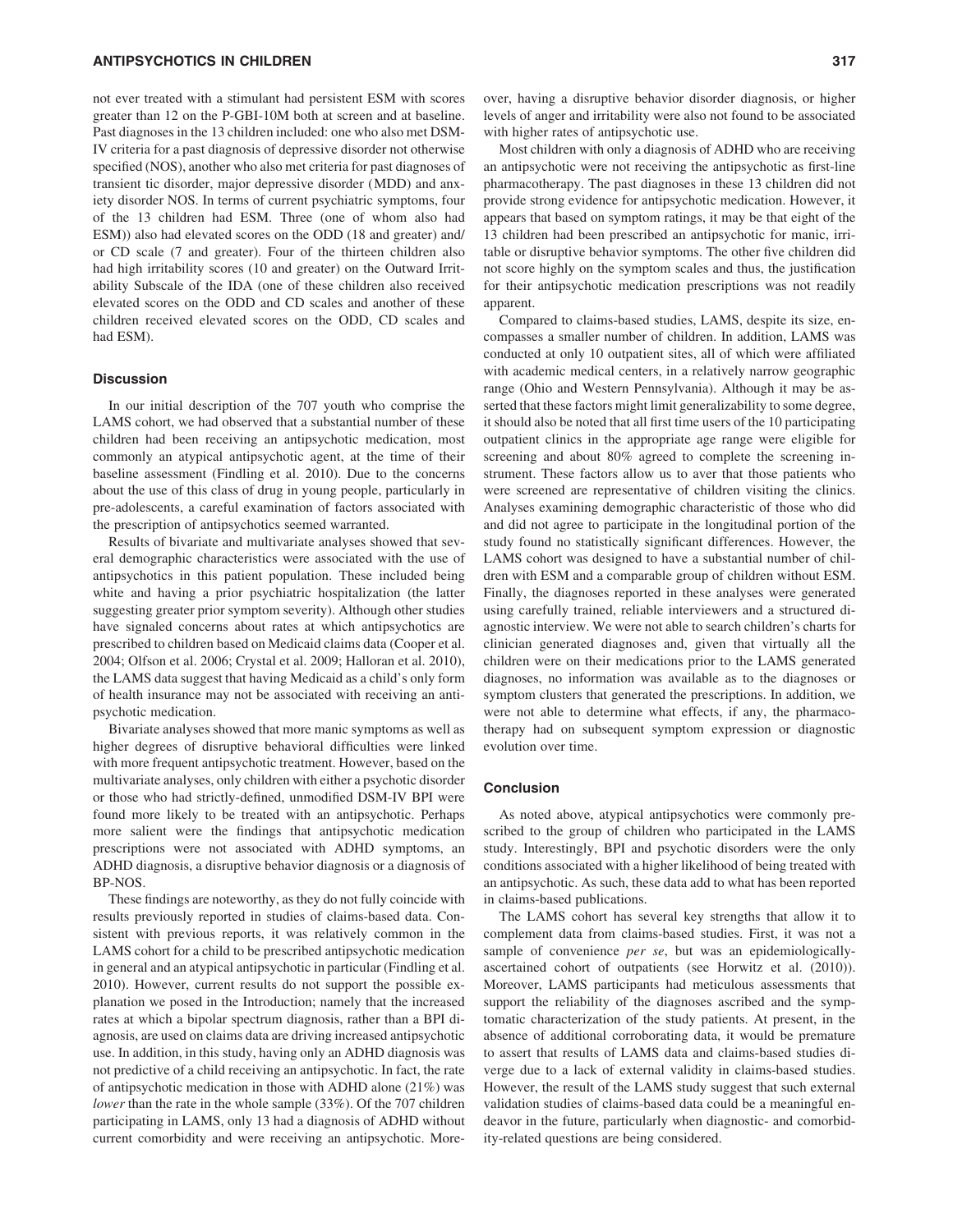not ever treated with a stimulant had persistent ESM with scores greater than 12 on the P-GBI-10M both at screen and at baseline. Past diagnoses in the 13 children included: one who also met DSM-IV criteria for a past diagnosis of depressive disorder not otherwise specified (NOS), another who also met criteria for past diagnoses of transient tic disorder, major depressive disorder (MDD) and anxiety disorder NOS. In terms of current psychiatric symptoms, four of the 13 children had ESM. Three (one of whom also had ESM)) also had elevated scores on the ODD (18 and greater) and/or CD scale (7 and greater). Four of the thirteen children also had high irritability scores (10 and greater) on the Outward Irritability Subscale of the IDA (one of these children also received elevated scores on the ODD and CD scales and another of these children received elevated scores on the ODD, CD scales and had ESM).

## Discussion

In our initial description of the 707 youth who comprise the LAMS cohort, we had observed that a substantial number of these children had been receiving an antipsychotic medication, most commonly an atypical antipsychotic agent, at the time of their baseline assessment (Findling et al. 2010). Due to the concerns about the use of this class of drug in young people, particularly in pre-adolescents, a careful examination of factors associated with the prescription of antipsychotics seemed warranted.

Results of bivariate and multivariate analyses showed that several demographic characteristics were associated with the use of antipsychotics in this patient population. These included being white and having a prior psychiatric hospitalization (the latter suggesting greater prior symptom severity). Although other studies have signaled concerns about rates at which antipsychotics are prescribed to children based on Medicaid claims data (Cooper et al. 2004; Olfson et al. 2006; Crystal et al. 2009; Halloran et al. 2010), the LAMS data suggest that having Medicaid as a child's only form of health insurance may not be associated with receiving an antipsychotic medication.

Bivariate analyses showed that more manic symptoms as well as higher degrees of disruptive behavioral difficulties were linked with more frequent antipsychotic treatment. However, based on the multivariate analyses, only children with either a psychotic disorder or those who had strictly-defined, unmodified DSM-IV BPI were found more likely to be treated with an antipsychotic. Perhaps more salient were the findings that antipsychotic medication prescriptions were not associated with ADHD symptoms, an ADHD diagnosis, a disruptive behavior diagnosis or a diagnosis of BP-NOS.

These findings are noteworthy, as they do not fully coincide with results previously reported in studies of claims-based data. Consistent with previous reports, it was relatively common in the LAMS cohort for a child to be prescribed antipsychotic medication in general and an atypical antipsychotic in particular (Findling et al. 2010). However, current results do not support the possible explanation we posed in the Introduction; namely that the increased rates at which a bipolar spectrum diagnosis, rather than a BPI diagnosis, are used on claims data are driving increased antipsychotic use. In addition, in this study, having only an ADHD diagnosis was not predictive of a child receiving an antipsychotic. In fact, the rate of antipsychotic medication in those with ADHD alone (21%) was *lower* than the rate in the whole sample (33%). Of the 707 children participating in LAMS, only 13 had a diagnosis of ADHD without current comorbidity and were receiving an antipsychotic. Moreover, having a disruptive behavior disorder diagnosis, or higher levels of anger and irritability were also not found to be associated with higher rates of antipsychotic use.

Most children with only a diagnosis of ADHD who are receiving an antipsychotic were not receiving the antipsychotic as first-line pharmacotherapy. The past diagnoses in these 13 children did not provide strong evidence for antipsychotic medication. However, it appears that based on symptom ratings, it may be that eight of the 13 children had been prescribed an antipsychotic for manic, irritable or disruptive behavior symptoms. The other five children did not score highly on the symptom scales and thus, the justification for their antipsychotic medication prescriptions was not readily apparent.

Compared to claims-based studies, LAMS, despite its size, encompasses a smaller number of children. In addition, LAMS was conducted at only 10 outpatient sites, all of which were affiliated with academic medical centers, in a relatively narrow geographic range (Ohio and Western Pennsylvania). Although it may be asserted that these factors might limit generalizability to some degree, it should also be noted that all first time users of the 10 participating outpatient clinics in the appropriate age range were eligible for screening and about 80% agreed to complete the screening instrument. These factors allow us to aver that those patients who were screened are representative of children visiting the clinics. Analyses examining demographic characteristic of those who did and did not agree to participate in the longitudinal portion of the study found no statistically significant differences. However, the LAMS cohort was designed to have a substantial number of children with ESM and a comparable group of children without ESM. Finally, the diagnoses reported in these analyses were generated using carefully trained, reliable interviewers and a structured diagnostic interview. We were not able to search children's charts for clinician generated diagnoses and, given that virtually all the children were on their medications prior to the LAMS generated diagnoses, no information was available as to the diagnoses or symptom clusters that generated the prescriptions. In addition, we were not able to determine what effects, if any, the pharmacotherapy had on subsequent symptom expression or diagnostic evolution over time.

## Conclusion

As noted above, atypical antipsychotics were commonly prescribed to the group of children who participated in the LAMS study. Interestingly, BPI and psychotic disorders were the only conditions associated with a higher likelihood of being treated with an antipsychotic. As such, these data add to what has been reported in claims-based publications.

The LAMS cohort has several key strengths that allow it to complement data from claims-based studies. First, it was not a sample of convenience *per se*, but was an epidemiologically-ascertained cohort of outpatients (see Horwitz et al. (2010)). Moreover, LAMS participants had meticulous assessments that support the reliability of the diagnoses ascribed and the symptomatic characterization of the study patients. At present, in the absence of additional corroborating data, it would be premature to assert that results of LAMS data and claims-based studies diverge due to a lack of external validity in claims-based studies. However, the result of the LAMS study suggest that such external validation studies of claims-based data could be a meaningful endeavor in the future, particularly when diagnostic- and comorbidity-related questions are being considered.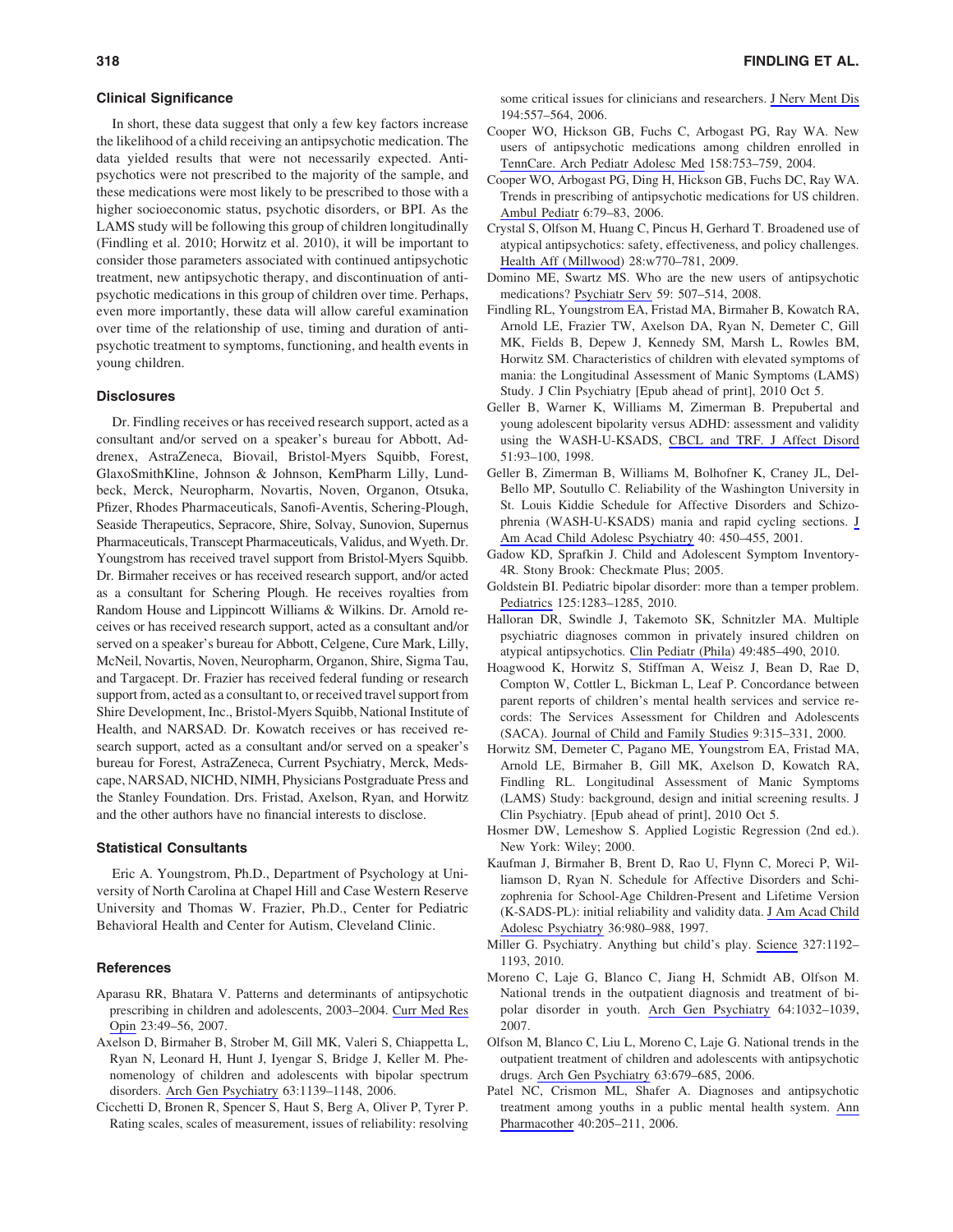### Clinical Significance

In short, these data suggest that only a few key factors increase the likelihood of a child receiving an antipsychotic medication. The data yielded results that were not necessarily expected. Antipsychotics were not prescribed to the majority of the sample, and these medications were most likely to be prescribed to those with a higher socioeconomic status, psychotic disorders, or BPI. As the LAMS study will be following this group of children longitudinally (Findling et al. 2010; Horwitz et al. 2010), it will be important to consider those parameters associated with continued antipsychotic treatment, new antipsychotic therapy, and discontinuation of antipsychotic medications in this group of children over time. Perhaps, even more importantly, these data will allow careful examination over time of the relationship of use, timing and duration of antipsychotic treatment to symptoms, functioning, and health events in young children.

### Disclosures

Dr. Findling receives or has received research support, acted as a consultant and/or served on a speaker's bureau for Abbott, Addrenex, AstraZeneca, Biovail, Bristol-Myers Squibb, Forest, GlaxoSmithKline, Johnson & Johnson, KemPharm Lilly, Lundbeck, Merck, Neuropharm, Novartis, Noven, Organon, Otsuka, Pfizer, Rhodes Pharmaceuticals, Sanofi-Aventis, Schering-Plough, Seaside Therapeutics, Sepracore, Shire, Solvay, Sunovion, Supernus Pharmaceuticals, Transcept Pharmaceuticals, Validus, and Wyeth. Dr. Youngstrom has received travel support from Bristol-Myers Squibb. Dr. Birmaher receives or has received research support, and/or acted as a consultant for Schering Plough. He receives royalties from Random House and Lippincott Williams & Wilkins. Dr. Arnold receives or has received research support, acted as a consultant and/or served on a speaker's bureau for Abbott, Celgene, Cure Mark, Lilly, McNeil, Novartis, Noven, Neuropharm, Organon, Shire, Sigma Tau, and Targacept. Dr. Frazier has received federal funding or research support from, acted as a consultant to, or received travel support from Shire Development, Inc., Bristol-Myers Squibb, National Institute of Health, and NARSAD. Dr. Kowatch receives or has received research support, acted as a consultant and/or served on a speaker's bureau for Forest, AstraZeneca, Current Psychiatry, Merck, Medscape, NARSAD, NICHD, NIMH, Physicians Postgraduate Press and the Stanley Foundation. Drs. Fristad, Axelson, Ryan, and Horwitz and the other authors have no financial interests to disclose.

### Statistical Consultants

Eric A. Youngstrom, Ph.D., Department of Psychology at University of North Carolina at Chapel Hill and Case Western Reserve University and Thomas W. Frazier, Ph.D., Center for Pediatric Behavioral Health and Center for Autism, Cleveland Clinic.

### References

Aparasu RR, Bhatara V. Patterns and determinants of antipsychotic prescribing in children and adolescents, 2003–2004. Curr Med Res Opin 23:49–56, 2007.

Axelson D, Birmaher B, Strober M, Gill MK, Valeri S, Chiappetta L, Ryan N, Leonard H, Hunt J, Iyengar S, Bridge J, Keller M. Phenomenology of children and adolescents with bipolar spectrum disorders. Arch Gen Psychiatry 63:1139–1148, 2006.

Cicchetti D, Bronen R, Spencer S, Haut S, Berg A, Oliver P, Tyrer P. Rating scales, scales of measurement, issues of reliability: resolving some critical issues for clinicians and researchers. J Nerv Ment Dis 194:557–564, 2006.

Cooper WO, Hickson GB, Fuchs C, Arbogast PG, Ray WA. New users of antipsychotic medications among children enrolled in TennCare. Arch Pediatr Adolesc Med 158:753–759, 2004.

Cooper WO, Arbogast PG, Ding H, Hickson GB, Fuchs DC, Ray WA. Trends in prescribing of antipsychotic medications for US children. Ambul Pediatr 6:79–83, 2006.

Crystal S, Olfson M, Huang C, Pincus H, Gerhard T. Broadened use of atypical antipsychotics: safety, effectiveness, and policy challenges. Health Aff (Millwood) 28:w770–781, 2009.

Domino ME, Swartz MS. Who are the new users of antipsychotic medications? Psychiatr Serv 59: 507–514, 2008.

Findling RL, Youngstrom EA, Fristad MA, Birmaher B, Kowatch RA, Arnold LE, Frazier TW, Axelson DA, Ryan N, Demeter C, Gill MK, Fields B, Depew J, Kennedy SM, Marsh L, Rowles BM, Horwitz SM. Characteristics of children with elevated symptoms of mania: the Longitudinal Assessment of Manic Symptoms (LAMS) Study. J Clin Psychiatry [Epub ahead of print], 2010 Oct 5.

Geller B, Warner K, Williams M, Zimerman B. Prepubertal and young adolescent bipolarity versus ADHD: assessment and validity using the WASH-U-KSADS, CBCL and TRF. J Affect Disord 51:93–100, 1998.

Geller B, Zimerman B, Williams M, Bolhofner K, Craney JL, DelBello MP, Soutullo C. Reliability of the Washington University in St. Louis Kiddie Schedule for Affective Disorders and Schizophrenia (WASH-U-KSADS) mania and rapid cycling sections. J Am Acad Child Adolesc Psychiatry 40: 450–455, 2001.

Gadow KD, Sprafkin J. Child and Adolescent Symptom Inventory-4R. Stony Brook: Checkmate Plus; 2005.

Goldstein BI. Pediatric bipolar disorder: more than a temper problem. Pediatrics 125:1283–1285, 2010.

Halloran DR, Swindle J, Takemoto SK, Schnitzler MA. Multiple psychiatric diagnoses common in privately insured children on atypical antipsychotics. Clin Pediatr (Phila) 49:485–490, 2010.

Hoagwood K, Horwitz S, Stiffman A, Weisz J, Bean D, Rae D, Compton W, Cottler L, Bickman L, Leaf P. Concordance between parent reports of children's mental health services and service records: The Services Assessment for Children and Adolescents (SACA). Journal of Child and Family Studies 9:315–331, 2000.

Horwitz SM, Demeter C, Pagano ME, Youngstrom EA, Fristad MA, Arnold LE, Birmaher B, Gill MK, Axelson D, Kowatch RA, Findling RL. Longitudinal Assessment of Manic Symptoms (LAMS) Study: background, design and initial screening results. J Clin Psychiatry. [Epub ahead of print], 2010 Oct 5.

Hosmer DW, Lemeshow S. Applied Logistic Regression (2nd ed.). New York: Wiley; 2000.

Kaufman J, Birmaher B, Brent D, Rao U, Flynn C, Moreci P, Williamson D, Ryan N. Schedule for Affective Disorders and Schizophrenia for School-Age Children-Present and Lifetime Version (K-SADS-PL): initial reliability and validity data. J Am Acad Child Adolesc Psychiatry 36:980–988, 1997.

Miller G. Psychiatry. Anything but child's play. Science 327:1192–1193, 2010.

Moreno C, Laje G, Blanco C, Jiang H, Schmidt AB, Olfson M. National trends in the outpatient diagnosis and treatment of bipolar disorder in youth. Arch Gen Psychiatry 64:1032–1039, 2007.

Olfson M, Blanco C, Liu L, Moreno C, Laje G. National trends in the outpatient treatment of children and adolescents with antipsychotic drugs. Arch Gen Psychiatry 63:679–685, 2006.

Patel NC, Crismon ML, Shafer A. Diagnoses and antipsychotic treatment among youths in a public mental health system. Ann Pharmacother 40:205–211, 2006.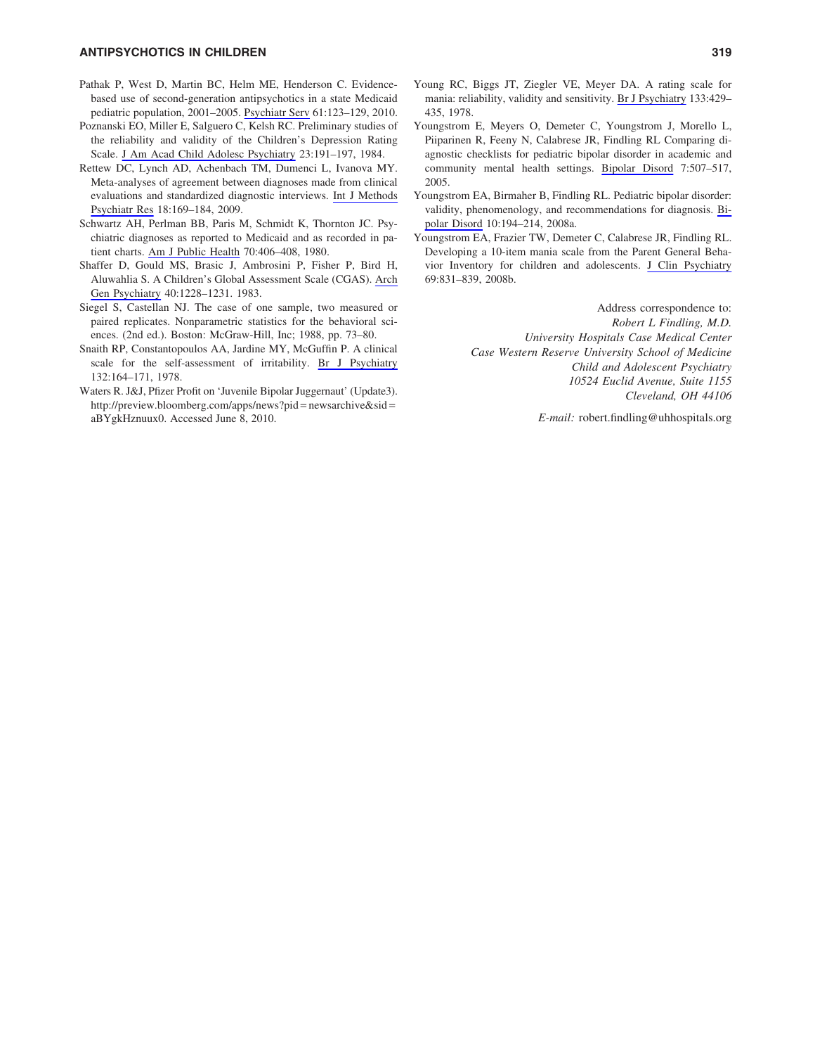Pathak P, West D, Martin BC, Helm ME, Henderson C. Evidence-based use of second-generation antipsychotics in a state Medicaid pediatric population, 2001–2005. Psychiatr Serv 61:123–129, 2010.

Poznanski EO, Miller E, Salguero C, Kelsh RC. Preliminary studies of the reliability and validity of the Children's Depression Rating Scale. J Am Acad Child Adolesc Psychiatry 23:191–197, 1984.

Rettew DC, Lynch AD, Achenbach TM, Dumenci L, Ivanova MY. Meta-analyses of agreement between diagnoses made from clinical evaluations and standardized diagnostic interviews. Int J Methods Psychiatr Res 18:169–184, 2009.

Schwartz AH, Perlman BB, Paris M, Schmidt K, Thornton JC. Psychiatric diagnoses as reported to Medicaid and as recorded in patient charts. Am J Public Health 70:406–408, 1980.

Shaffer D, Gould MS, Brasic J, Ambrosini P, Fisher P, Bird H, Aluwahlia S. A Children's Global Assessment Scale (CGAS). Arch Gen Psychiatry 40:1228–1231. 1983.

Siegel S, Castellan NJ. The case of one sample, two measured or paired replicates. Nonparametric statistics for the behavioral sciences. (2nd ed.). Boston: McGraw-Hill, Inc; 1988, pp. 73–80.

Snaith RP, Constantopoulos AA, Jardine MY, McGuffin P. A clinical scale for the self-assessment of irritability. Br J Psychiatry 132:164–171, 1978.

Waters R. J&J, Pfizer Profit on 'Juvenile Bipolar Juggernaut' (Update3). http://preview.bloomberg.com/apps/news?pid=newsarchive&sid=aBYgkHznuux0. Accessed June 8, 2010.

Young RC, Biggs JT, Ziegler VE, Meyer DA. A rating scale for mania: reliability, validity and sensitivity. Br J Psychiatry 133:429–435, 1978.

Youngstrom E, Meyers O, Demeter C, Youngstrom J, Morello L, Piiparinen R, Feeny N, Calabrese JR, Findling RL Comparing diagnostic checklists for pediatric bipolar disorder in academic and community mental health settings. Bipolar Disord 7:507–517, 2005.

Youngstrom EA, Birmaher B, Findling RL. Pediatric bipolar disorder: validity, phenomenology, and recommendations for diagnosis. Bipolar Disord 10:194–214, 2008a.

Youngstrom EA, Frazier TW, Demeter C, Calabrese JR, Findling RL. Developing a 10-item mania scale from the Parent General Behavior Inventory for children and adolescents. J Clin Psychiatry 69:831–839, 2008b.

Address correspondence to:
*Robert L Findling, M.D.*
*University Hospitals Case Medical Center*
*Case Western Reserve University School of Medicine*
*Child and Adolescent Psychiatry*
*10524 Euclid Avenue, Suite 1155*
*Cleveland, OH 44106*

*E-mail:* robert.findling@uhhospitals.org